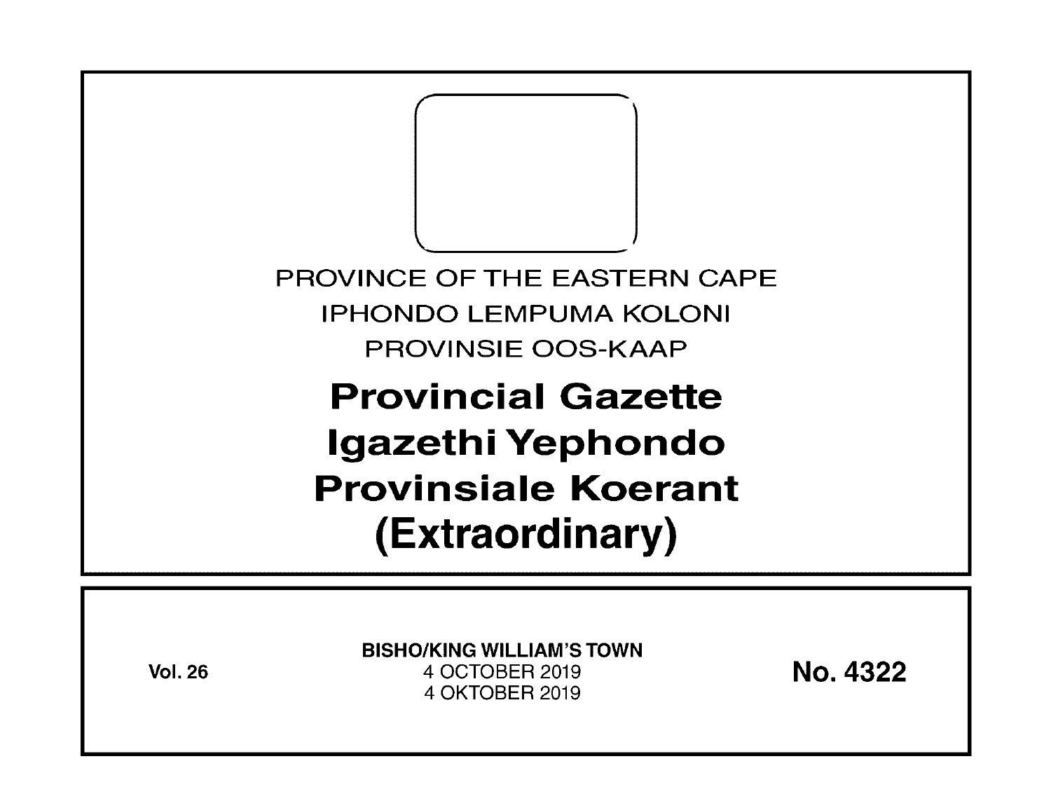PROVINCE OF THE EASTERN CAPE

IPHONDO LEMPUMA KOLONI

PROVINSIE OOS-KAAP

# Provincial Gazette
# Igazethi Yephondo
# Provinsiale Koerant
# (Extraordinary)

**Vol. 26**

**BISHO/KING WILLIAM'S TOWN**

4 OCTOBER 2019

4 OKTOBER 2019

**No. 4322**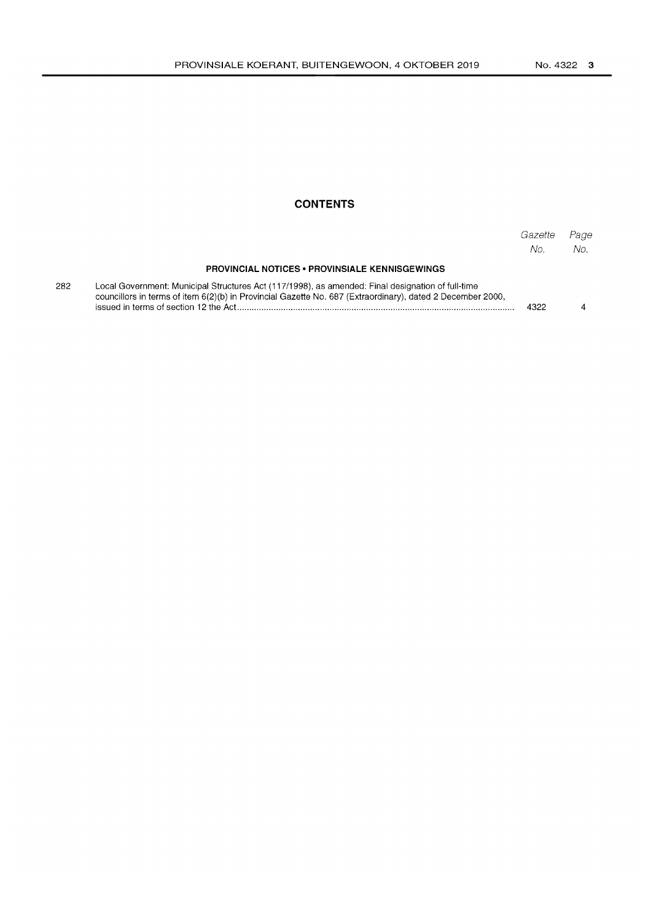## CONTENTS

| | | Gazette No. | Page No. |
|---|---|---|---|
| | **PROVINCIAL NOTICES • PROVINSIALE KENNISGEWINGS** | | |
| 282 | Local Government: Municipal Structures Act (117/1998), as amended: Final designation of full-time councillors in terms of item 6(2)(b) in Provincial Gazette No. 687 (Extraordinary), dated 2 December 2000, issued in terms of section 12 the Act | 4322 | 4 |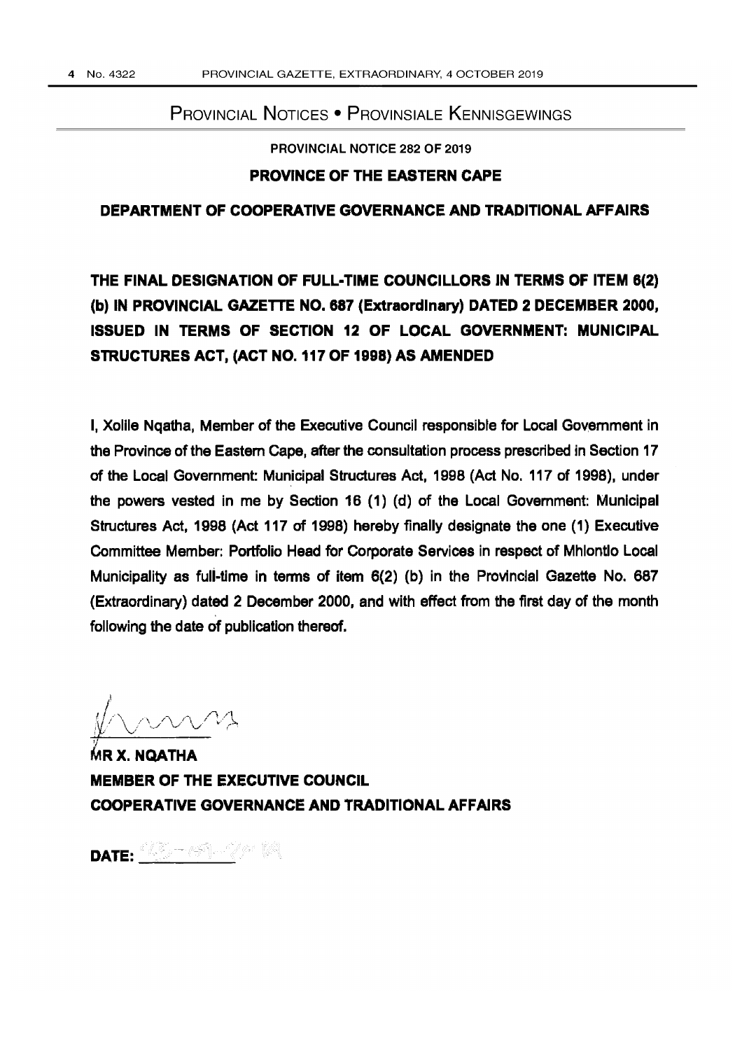## PROVINCIAL NOTICES • PROVINSIALE KENNISGEWINGS

**PROVINCIAL NOTICE 282 OF 2019**

**PROVINCE OF THE EASTERN CAPE**

**DEPARTMENT OF COOPERATIVE GOVERNANCE AND TRADITIONAL AFFAIRS**

**THE FINAL DESIGNATION OF FULL-TIME COUNCILLORS IN TERMS OF ITEM 6(2) (b) IN PROVINCIAL GAZETTE NO. 687 (Extraordinary) DATED 2 DECEMBER 2000, ISSUED IN TERMS OF SECTION 12 OF LOCAL GOVERNMENT: MUNICIPAL STRUCTURES ACT, (ACT NO. 117 OF 1998) AS AMENDED**

I, Xolile Nqatha, Member of the Executive Council responsible for Local Government in the Province of the Eastern Cape, after the consultation process prescribed in Section 17 of the Local Government: Municipal Structures Act, 1998 (Act No. 117 of 1998), under the powers vested in me by Section 16 (1) (d) of the Local Government: Municipal Structures Act, 1998 (Act 117 of 1998) hereby finally designate the one (1) Executive Committee Member: Portfolio Head for Corporate Services in respect of Mhlontlo Local Municipality as full-time in terms of item 6(2) (b) in the Provincial Gazette No. 687 (Extraordinary) dated 2 December 2000, and with effect from the first day of the month following the date of publication thereof.

**MR X. NQATHA**
**MEMBER OF THE EXECUTIVE COUNCIL**
**COOPERATIVE GOVERNANCE AND TRADITIONAL AFFAIRS**

**DATE:** ____________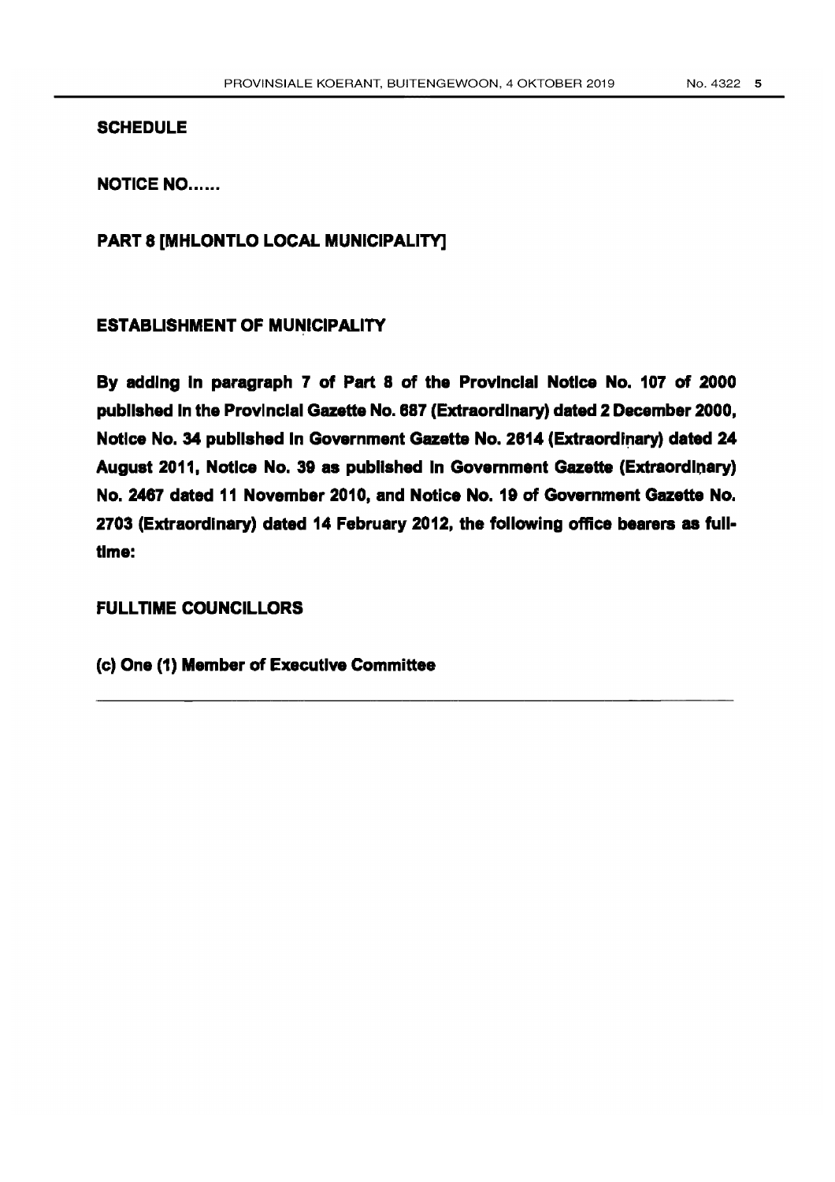**SCHEDULE**

**NOTICE NO......**

**PART 8 [MHLONTLO LOCAL MUNICIPALITY]**

**ESTABLISHMENT OF MUNICIPALITY**

**By adding in paragraph 7 of Part 8 of the Provincial Notice No. 107 of 2000 published in the Provincial Gazette No. 687 (Extraordinary) dated 2 December 2000, Notice No. 34 published in Government Gazette No. 2614 (Extraordinary) dated 24 August 2011, Notice No. 39 as published in Government Gazette (Extraordinary) No. 2467 dated 11 November 2010, and Notice No. 19 of Government Gazette No. 2703 (Extraordinary) dated 14 February 2012, the following office bearers as full-time:**

**FULLTIME COUNCILLORS**

**(c) One (1) Member of Executive Committee**